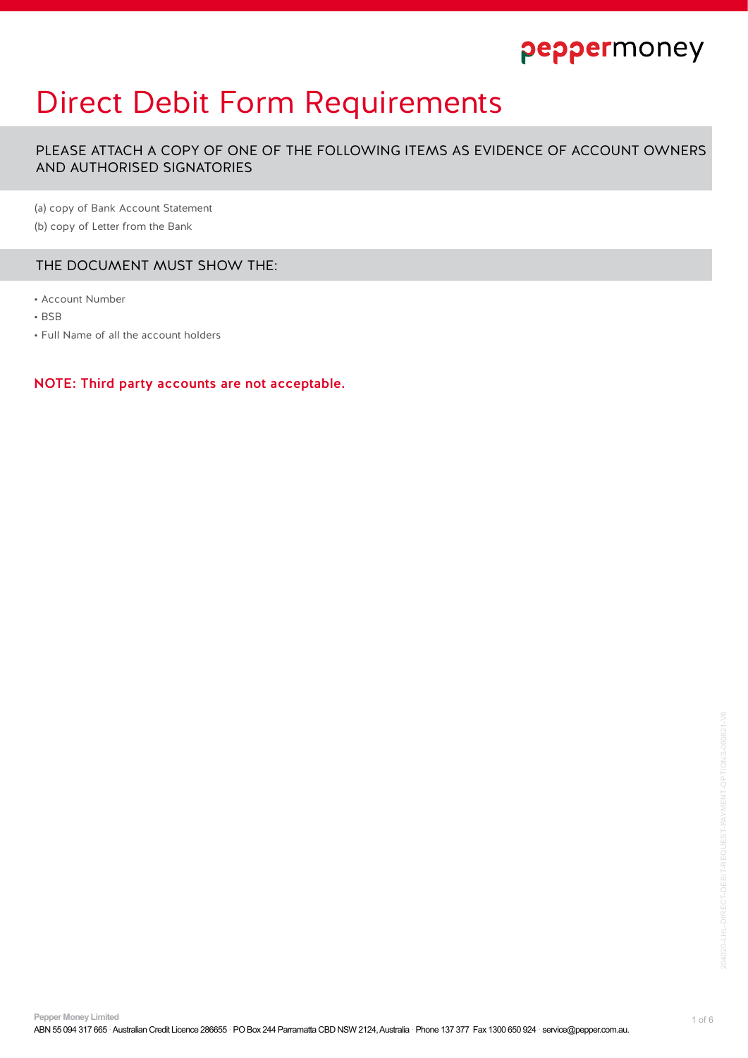# Direct Debit Form Requirements

## PLEASE ATTACH A COPY OF ONE OF THE FOLLOWING ITEMS AS EVIDENCE OF ACCOUNT OWNERS AND AUTHORISED SIGNATORIES

(a) copy of Bank Account Statement

(b) copy of Letter from the Bank

## THE DOCUMENT MUST SHOW THE:

- Account Number
- BSB
- Full Name of all the account holders

**NOTE: Third party accounts are not acceptable.**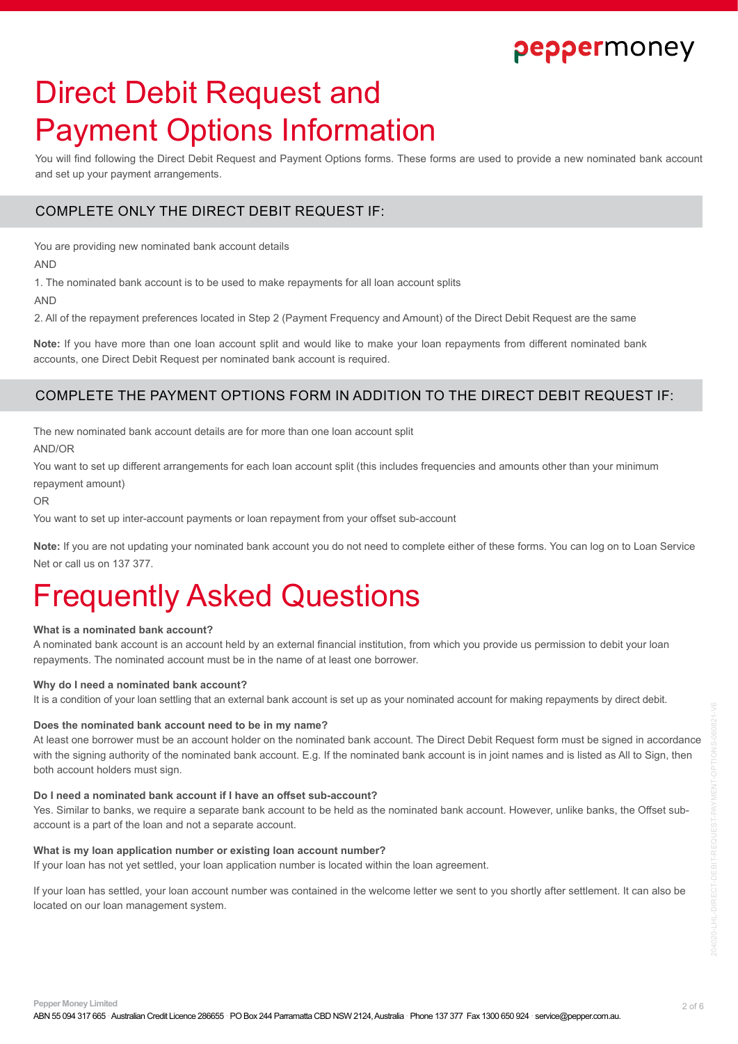# Direct Debit Request and Payment Options Information

You will find following the Direct Debit Request and Payment Options forms. These forms are used to provide a new nominated bank account and set up your payment arrangements.

## COMPLETE ONLY THE DIRECT DEBIT REQUEST IF:

You are providing new nominated bank account details

AND

1. The nominated bank account is to be used to make repayments for all loan account splits

AND

2. All of the repayment preferences located in Step 2 (Payment Frequency and Amount) of the Direct Debit Request are the same

**Note:** If you have more than one loan account split and would like to make your loan repayments from different nominated bank accounts, one Direct Debit Request per nominated bank account is required.

## COMPLETE THE PAYMENT OPTIONS FORM IN ADDITION TO THE DIRECT DEBIT REQUEST IF:

The new nominated bank account details are for more than one loan account split

AND/OR

You want to set up different arrangements for each loan account split (this includes frequencies and amounts other than your minimum repayment amount)

OR

You want to set up inter-account payments or loan repayment from your offset sub-account

**Note:** If you are not updating your nominated bank account you do not need to complete either of these forms. You can log on to Loan Service Net or call us on 137 377.

# Frequently Asked Questions

**What is a nominated bank account?**
A nominated bank account is an account held by an external financial institution, from which you provide us permission to debit your loan repayments. The nominated account must be in the name of at least one borrower.

**Why do I need a nominated bank account?**
It is a condition of your loan settling that an external bank account is set up as your nominated account for making repayments by direct debit.

**Does the nominated bank account need to be in my name?**
At least one borrower must be an account holder on the nominated bank account. The Direct Debit Request form must be signed in accordance with the signing authority of the nominated bank account. E.g. If the nominated bank account is in joint names and is listed as All to Sign, then both account holders must sign.

**Do I need a nominated bank account if I have an offset sub-account?**
Yes. Similar to banks, we require a separate bank account to be held as the nominated bank account. However, unlike banks, the Offset sub-account is a part of the loan and not a separate account.

**What is my loan application number or existing loan account number?**
If your loan has not yet settled, your loan application number is located within the loan agreement.

If your loan has settled, your loan account number was contained in the welcome letter we sent to you shortly after settlement. It can also be located on our loan management system.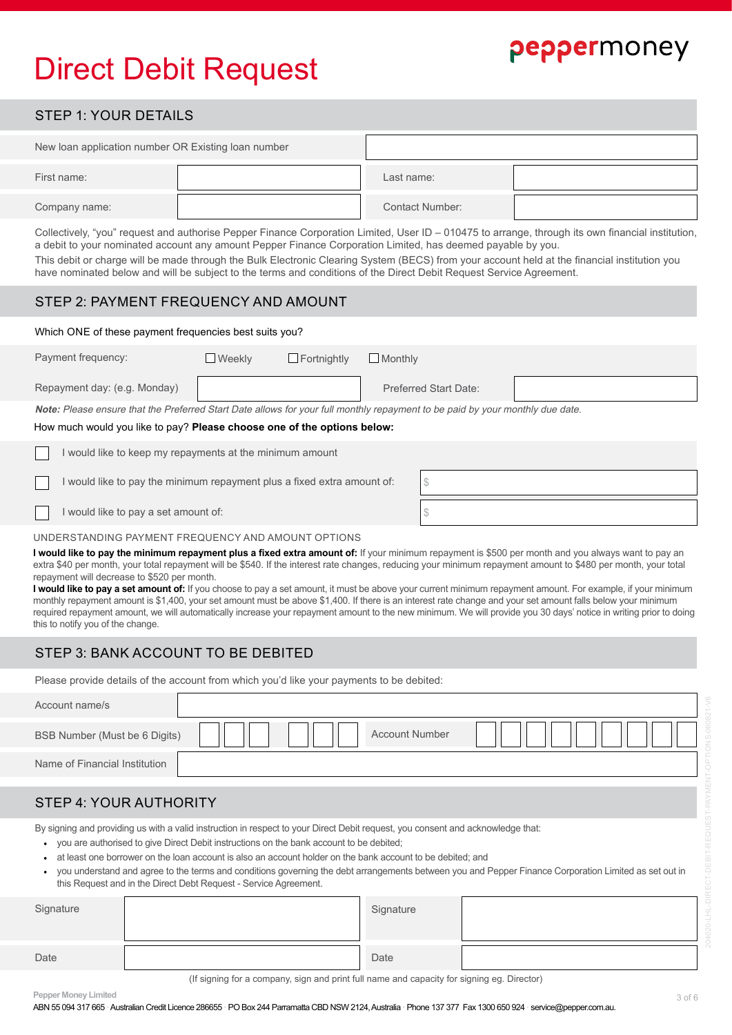# Direct Debit Request

peppermoney

## STEP 1: YOUR DETAILS

| New loan application number OR Existing loan number | | | |
|---|---|---|---|
| First name: | | Last name: | |
| Company name: | | Contact Number: | |

Collectively, "you" request and authorise Pepper Finance Corporation Limited, User ID – 010475 to arrange, through its own financial institution, a debit to your nominated account any amount Pepper Finance Corporation Limited, has deemed payable by you.

This debit or charge will be made through the Bulk Electronic Clearing System (BECS) from your account held at the financial institution you have nominated below and will be subject to the terms and conditions of the Direct Debit Request Service Agreement.

## STEP 2: PAYMENT FREQUENCY AND AMOUNT

Which ONE of these payment frequencies best suits you?

| Payment frequency: | ☐ Weekly ☐ Fortnightly ☐ Monthly | | |
|---|---|---|---|
| Repayment day: (e.g. Monday) | | Preferred Start Date: | |

***Note:** Please ensure that the Preferred Start Date allows for your full monthly repayment to be paid by your monthly due date.*

How much would you like to pay? **Please choose one of the options below:**

- ☐ I would like to keep my repayments at the minimum amount
- ☐ I would like to pay the minimum repayment plus a fixed extra amount of: $
- ☐ I would like to pay a set amount of: $

UNDERSTANDING PAYMENT FREQUENCY AND AMOUNT OPTIONS

**I would like to pay the minimum repayment plus a fixed extra amount of:** If your minimum repayment is $500 per month and you always want to pay an extra $40 per month, your total repayment will be $540. If the interest rate changes, reducing your minimum repayment amount to $480 per month, your total repayment will decrease to $520 per month.

**I would like to pay a set amount of:** If you choose to pay a set amount, it must be above your current minimum repayment amount. For example, if your minimum monthly repayment amount is $1,400, your set amount must be above $1,400. If there is an interest rate change and your set amount falls below your minimum required repayment amount, we will automatically increase your repayment amount to the new minimum. We will provide you 30 days' notice in writing prior to doing this to notify you of the change.

## STEP 3: BANK ACCOUNT TO BE DEBITED

Please provide details of the account from which you'd like your payments to be debited:

| Account name/s | | | |
|---|---|---|---|
| BSB Number (Must be 6 Digits) | ☐☐☐ ☐☐☐ | Account Number | ☐☐☐☐☐☐☐☐☐ |
| Name of Financial Institution | | | |

## STEP 4: YOUR AUTHORITY

By signing and providing us with a valid instruction in respect to your Direct Debit request, you consent and acknowledge that:

- you are authorised to give Direct Debit instructions on the bank account to be debited;
- at least one borrower on the loan account is also an account holder on the bank account to be debited; and
- you understand and agree to the terms and conditions governing the debt arrangements between you and Pepper Finance Corporation Limited as set out in this Request and in the Direct Debt Request - Service Agreement.

| Signature | | Signature | |
|---|---|---|---|
| Date | | Date | |

(If signing for a company, sign and print full name and capacity for signing eg. Director)

Pepper Money Limited

ABN 55 094 317 665 · Australian Credit Licence 286655 · PO Box 244 Parramatta CBD NSW 2124, Australia · Phone 137 377 · Fax 1300 650 924 · service@pepper.com.au.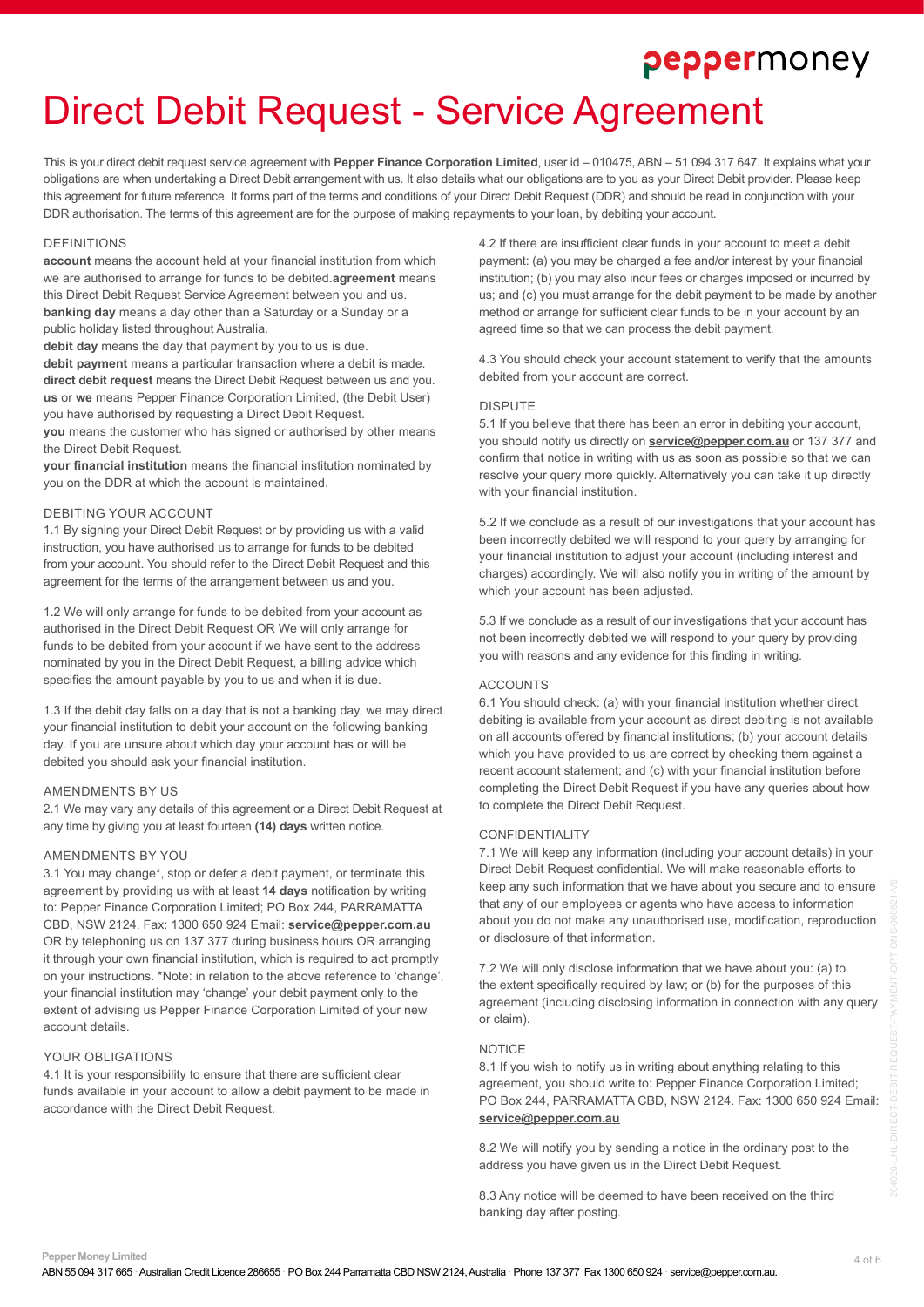# Direct Debit Request - Service Agreement

This is your direct debit request service agreement with **Pepper Finance Corporation Limited**, user id – 010475, ABN – 51 094 317 647. It explains what your obligations are when undertaking a Direct Debit arrangement with us. It also details what our obligations are to you as your Direct Debit provider. Please keep this agreement for future reference. It forms part of the terms and conditions of your Direct Debit Request (DDR) and should be read in conjunction with your DDR authorisation. The terms of this agreement are for the purpose of making repayments to your loan, by debiting your account.

## DEFINITIONS

**account** means the account held at your financial institution from which we are authorised to arrange for funds to be debited.**agreement** means this Direct Debit Request Service Agreement between you and us.

**banking day** means a day other than a Saturday or a Sunday or a public holiday listed throughout Australia.

**debit day** means the day that payment by you to us is due.

**debit payment** means a particular transaction where a debit is made.

**direct debit request** means the Direct Debit Request between us and you.

**us** or **we** means Pepper Finance Corporation Limited, (the Debit User) you have authorised by requesting a Direct Debit Request.

**you** means the customer who has signed or authorised by other means the Direct Debit Request.

**your financial institution** means the financial institution nominated by you on the DDR at which the account is maintained.

## DEBITING YOUR ACCOUNT

1.1 By signing your Direct Debit Request or by providing us with a valid instruction, you have authorised us to arrange for funds to be debited from your account. You should refer to the Direct Debit Request and this agreement for the terms of the arrangement between us and you.

1.2 We will only arrange for funds to be debited from your account as authorised in the Direct Debit Request OR We will only arrange for funds to be debited from your account if we have sent to the address nominated by you in the Direct Debit Request, a billing advice which specifies the amount payable by you to us and when it is due.

1.3 If the debit day falls on a day that is not a banking day, we may direct your financial institution to debit your account on the following banking day. If you are unsure about which day your account has or will be debited you should ask your financial institution.

## AMENDMENTS BY US

2.1 We may vary any details of this agreement or a Direct Debit Request at any time by giving you at least fourteen **(14) days** written notice.

## AMENDMENTS BY YOU

3.1 You may change*, stop or defer a debit payment, or terminate this agreement by providing us with at least **14 days** notification by writing to: Pepper Finance Corporation Limited; PO Box 244, PARRAMATTA CBD, NSW 2124. Fax: 1300 650 924 Email: **service@pepper.com.au** OR by telephoning us on 137 377 during business hours OR arranging it through your own financial institution, which is required to act promptly on your instructions. *Note: in relation to the above reference to 'change', your financial institution may 'change' your debit payment only to the extent of advising us Pepper Finance Corporation Limited of your new account details.

## YOUR OBLIGATIONS

4.1 It is your responsibility to ensure that there are sufficient clear funds available in your account to allow a debit payment to be made in accordance with the Direct Debit Request.

4.2 If there are insufficient clear funds in your account to meet a debit payment: (a) you may be charged a fee and/or interest by your financial institution; (b) you may also incur fees or charges imposed or incurred by us; and (c) you must arrange for the debit payment to be made by another method or arrange for sufficient clear funds to be in your account by an agreed time so that we can process the debit payment.

4.3 You should check your account statement to verify that the amounts debited from your account are correct.

## DISPUTE

5.1 If you believe that there has been an error in debiting your account, you should notify us directly on **service@pepper.com.au** or 137 377 and confirm that notice in writing with us as soon as possible so that we can resolve your query more quickly. Alternatively you can take it up directly with your financial institution.

5.2 If we conclude as a result of our investigations that your account has been incorrectly debited we will respond to your query by arranging for your financial institution to adjust your account (including interest and charges) accordingly. We will also notify you in writing of the amount by which your account has been adjusted.

5.3 If we conclude as a result of our investigations that your account has not been incorrectly debited we will respond to your query by providing you with reasons and any evidence for this finding in writing.

## ACCOUNTS

6.1 You should check: (a) with your financial institution whether direct debiting is available from your account as direct debiting is not available on all accounts offered by financial institutions; (b) your account details which you have provided to us are correct by checking them against a recent account statement; and (c) with your financial institution before completing the Direct Debit Request if you have any queries about how to complete the Direct Debit Request.

## CONFIDENTIALITY

7.1 We will keep any information (including your account details) in your Direct Debit Request confidential. We will make reasonable efforts to keep any such information that we have about you secure and to ensure that any of our employees or agents who have access to information about you do not make any unauthorised use, modification, reproduction or disclosure of that information.

7.2 We will only disclose information that we have about you: (a) to the extent specifically required by law; or (b) for the purposes of this agreement (including disclosing information in connection with any query or claim).

## NOTICE

8.1 If you wish to notify us in writing about anything relating to this agreement, you should write to: Pepper Finance Corporation Limited; PO Box 244, PARRAMATTA CBD, NSW 2124. Fax: 1300 650 924 Email: **service@pepper.com.au**

8.2 We will notify you by sending a notice in the ordinary post to the address you have given us in the Direct Debit Request.

8.3 Any notice will be deemed to have been received on the third banking day after posting.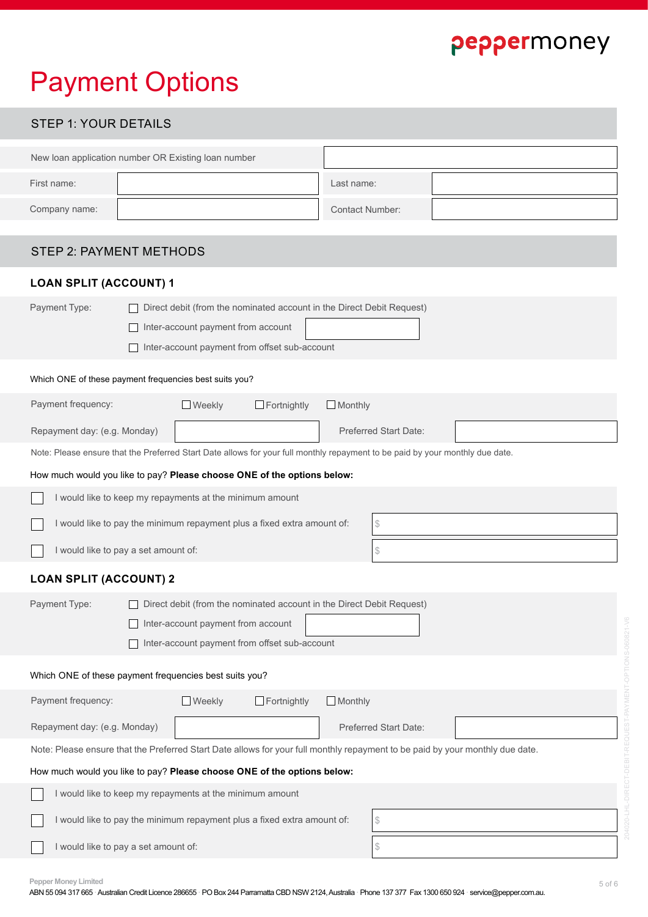# Payment Options

## STEP 1: YOUR DETAILS

| New loan application number OR Existing loan number | | | |
|---|---|---|---|
| First name: | | Last name: | |
| Company name: | | Contact Number: | |

## STEP 2: PAYMENT METHODS

### LOAN SPLIT (ACCOUNT) 1

Payment Type:

- ☐ Direct debit (from the nominated account in the Direct Debit Request)
- ☐ Inter-account payment from account ____________
- ☐ Inter-account payment from offset sub-account

Which ONE of these payment frequencies best suits you?

| Payment frequency: | ☐ Weekly ☐ Fortnightly ☐ Monthly | | |
|---|---|---|---|
| Repayment day: (e.g. Monday) | | Preferred Start Date: | |

Note: Please ensure that the Preferred Start Date allows for your full monthly repayment to be paid by your monthly due date.

How much would you like to pay? **Please choose ONE of the options below:**

- ☐ I would like to keep my repayments at the minimum amount
- ☐ I would like to pay the minimum repayment plus a fixed extra amount of: $ ____________
- ☐ I would like to pay a set amount of: $ ____________

### LOAN SPLIT (ACCOUNT) 2

Payment Type:

- ☐ Direct debit (from the nominated account in the Direct Debit Request)
- ☐ Inter-account payment from account ____________
- ☐ Inter-account payment from offset sub-account

Which ONE of these payment frequencies best suits you?

| Payment frequency: | ☐ Weekly ☐ Fortnightly ☐ Monthly | | |
|---|---|---|---|
| Repayment day: (e.g. Monday) | | Preferred Start Date: | |

Note: Please ensure that the Preferred Start Date allows for your full monthly repayment to be paid by your monthly due date.

How much would you like to pay? **Please choose ONE of the options below:**

- ☐ I would like to keep my repayments at the minimum amount
- ☐ I would like to pay the minimum repayment plus a fixed extra amount of: $ ____________
- ☐ I would like to pay a set amount of: $ ____________

Pepper Money Limited
ABN 55 094 317 665 · Australian Credit Licence 286655 · PO Box 244 Parramatta CBD NSW 2124, Australia · Phone 137 377 · Fax 1300 650 924 · service@pepper.com.au.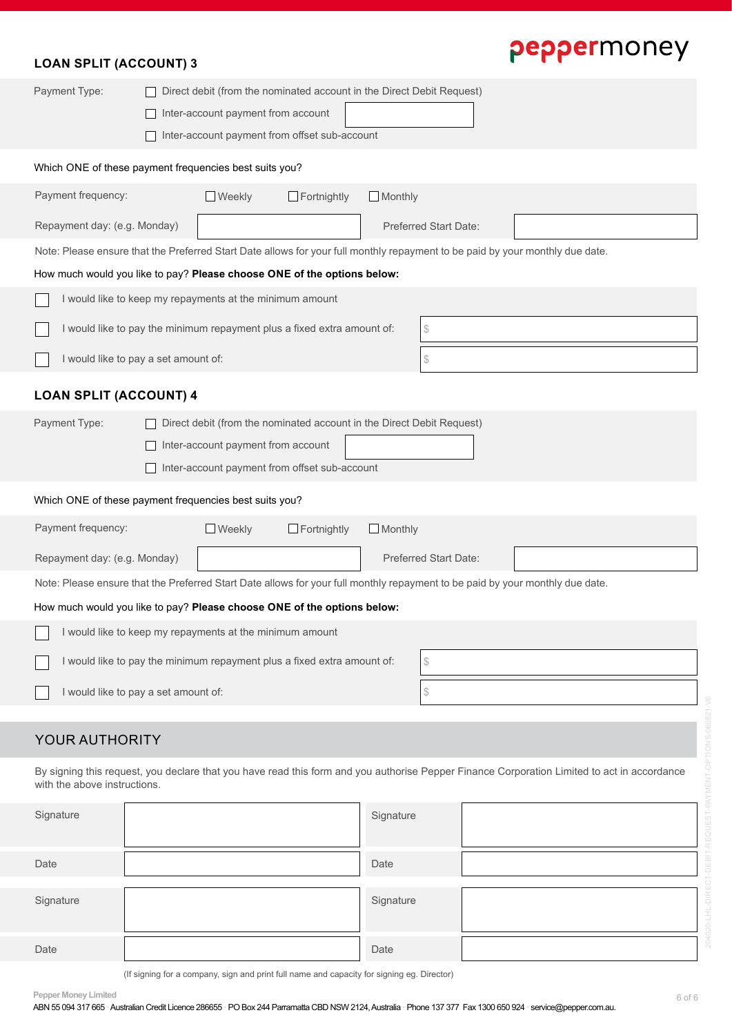peppermoney

## LOAN SPLIT (ACCOUNT) 3

Payment Type:
- ☐ Direct debit (from the nominated account in the Direct Debit Request)
- ☐ Inter-account payment from account ________
- ☐ Inter-account payment from offset sub-account

Which ONE of these payment frequencies best suits you?

Payment frequency: ☐ Weekly ☐ Fortnightly ☐ Monthly

Repayment day: (e.g. Monday) ________ Preferred Start Date: ________

Note: Please ensure that the Preferred Start Date allows for your full monthly repayment to be paid by your monthly due date.

How much would you like to pay? **Please choose ONE of the options below:**

- ☐ I would like to keep my repayments at the minimum amount
- ☐ I would like to pay the minimum repayment plus a fixed extra amount of: $ ________
- ☐ I would like to pay a set amount of: $ ________

## LOAN SPLIT (ACCOUNT) 4

Payment Type:
- ☐ Direct debit (from the nominated account in the Direct Debit Request)
- ☐ Inter-account payment from account ________
- ☐ Inter-account payment from offset sub-account

Which ONE of these payment frequencies best suits you?

Payment frequency: ☐ Weekly ☐ Fortnightly ☐ Monthly

Repayment day: (e.g. Monday) ________ Preferred Start Date: ________

Note: Please ensure that the Preferred Start Date allows for your full monthly repayment to be paid by your monthly due date.

How much would you like to pay? **Please choose ONE of the options below:**

- ☐ I would like to keep my repayments at the minimum amount
- ☐ I would like to pay the minimum repayment plus a fixed extra amount of: $ ________
- ☐ I would like to pay a set amount of: $ ________

## YOUR AUTHORITY

By signing this request, you declare that you have read this form and you authorise Pepper Finance Corporation Limited to act in accordance with the above instructions.

| | | | |
|---|---|---|---|
| Signature | | Signature | |
| Date | | Date | |
| Signature | | Signature | |
| Date | | Date | |

(If signing for a company, sign and print full name and capacity for signing eg. Director)

Pepper Money Limited

ABN 55 094 317 665 · Australian Credit Licence 286655 · PO Box 244 Parramatta CBD NSW 2124, Australia · Phone 137 377 · Fax 1300 650 924 · service@pepper.com.au.